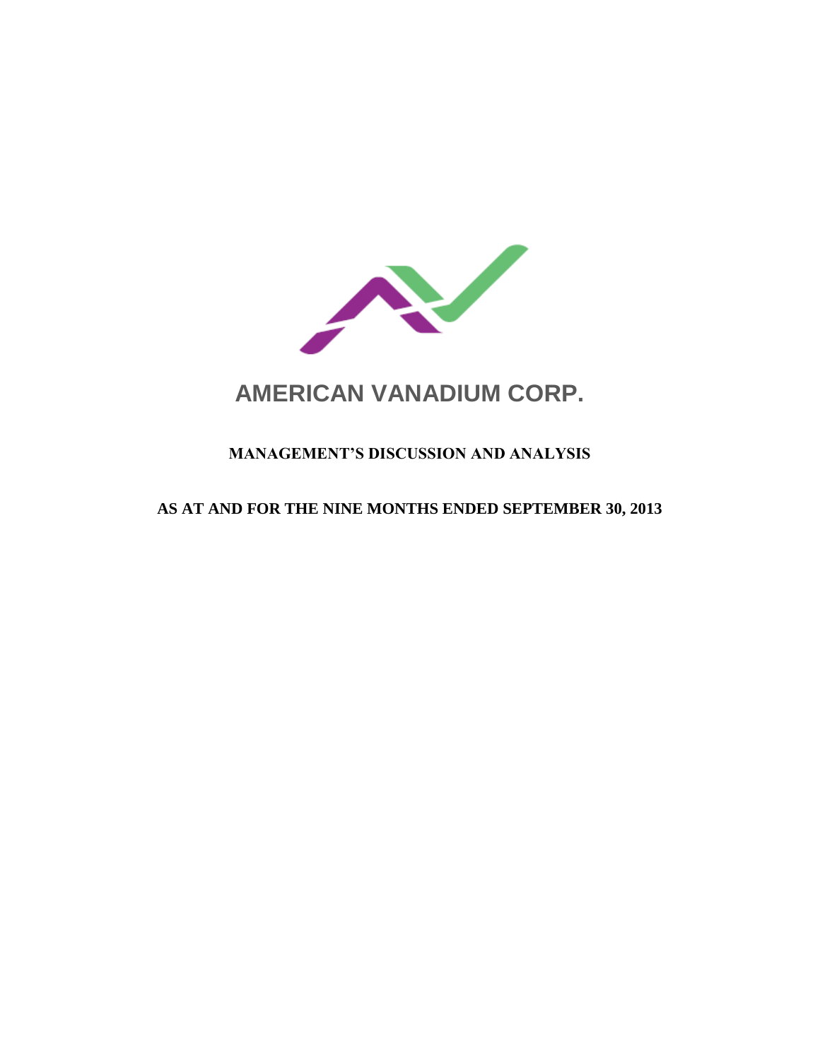# AMERICAN VANADIUM CORP.

## MANAGEMENT'S DISCUSSION AND ANALYSIS

## AS AT AND FOR THE NINE MONTHS ENDED SEPTEMBER 30, 2013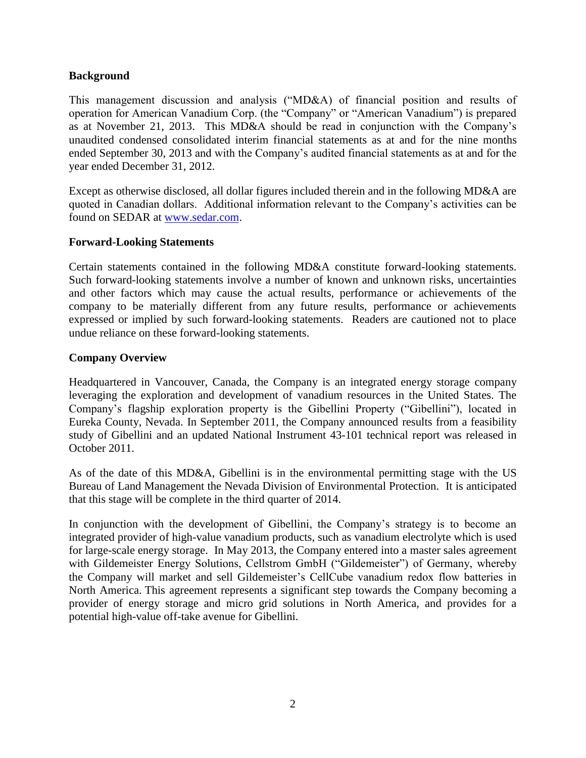**Background**

This management discussion and analysis ("MD&A) of financial position and results of operation for American Vanadium Corp. (the "Company" or "American Vanadium") is prepared as at November 21, 2013. This MD&A should be read in conjunction with the Company's unaudited condensed consolidated interim financial statements as at and for the nine months ended September 30, 2013 and with the Company's audited financial statements as at and for the year ended December 31, 2012.

Except as otherwise disclosed, all dollar figures included therein and in the following MD&A are quoted in Canadian dollars. Additional information relevant to the Company's activities can be found on SEDAR at www.sedar.com.

**Forward-Looking Statements**

Certain statements contained in the following MD&A constitute forward-looking statements. Such forward-looking statements involve a number of known and unknown risks, uncertainties and other factors which may cause the actual results, performance or achievements of the company to be materially different from any future results, performance or achievements expressed or implied by such forward-looking statements. Readers are cautioned not to place undue reliance on these forward-looking statements.

**Company Overview**

Headquartered in Vancouver, Canada, the Company is an integrated energy storage company leveraging the exploration and development of vanadium resources in the United States. The Company's flagship exploration property is the Gibellini Property ("Gibellini"), located in Eureka County, Nevada. In September 2011, the Company announced results from a feasibility study of Gibellini and an updated National Instrument 43-101 technical report was released in October 2011.

As of the date of this MD&A, Gibellini is in the environmental permitting stage with the US Bureau of Land Management the Nevada Division of Environmental Protection. It is anticipated that this stage will be complete in the third quarter of 2014.

In conjunction with the development of Gibellini, the Company's strategy is to become an integrated provider of high-value vanadium products, such as vanadium electrolyte which is used for large-scale energy storage. In May 2013, the Company entered into a master sales agreement with Gildemeister Energy Solutions, Cellstrom GmbH ("Gildemeister") of Germany, whereby the Company will market and sell Gildemeister's CellCube vanadium redox flow batteries in North America. This agreement represents a significant step towards the Company becoming a provider of energy storage and micro grid solutions in North America, and provides for a potential high-value off-take avenue for Gibellini.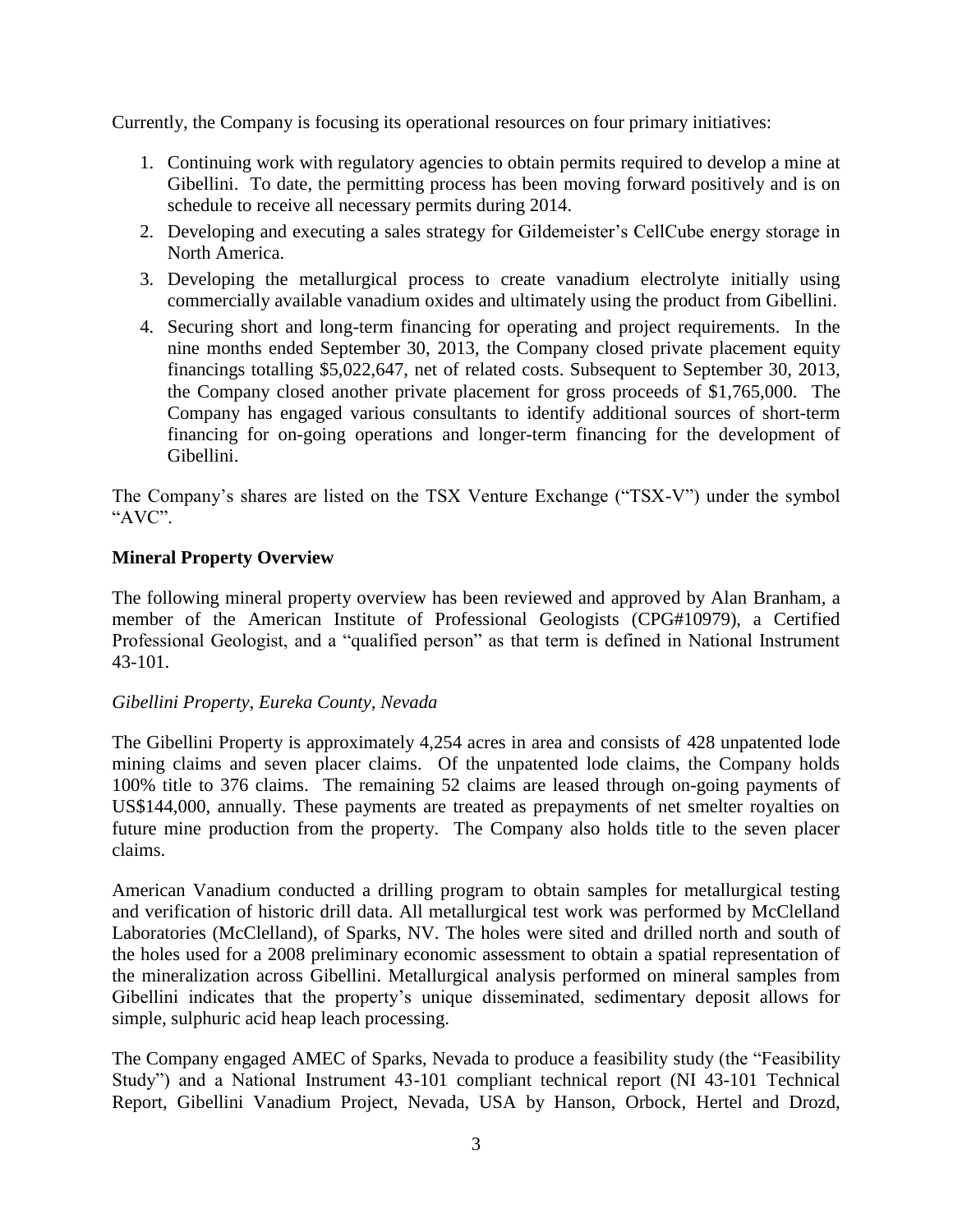Currently, the Company is focusing its operational resources on four primary initiatives:

1. Continuing work with regulatory agencies to obtain permits required to develop a mine at Gibellini. To date, the permitting process has been moving forward positively and is on schedule to receive all necessary permits during 2014.
2. Developing and executing a sales strategy for Gildemeister's CellCube energy storage in North America.
3. Developing the metallurgical process to create vanadium electrolyte initially using commercially available vanadium oxides and ultimately using the product from Gibellini.
4. Securing short and long-term financing for operating and project requirements. In the nine months ended September 30, 2013, the Company closed private placement equity financings totalling $5,022,647, net of related costs. Subsequent to September 30, 2013, the Company closed another private placement for gross proceeds of $1,765,000. The Company has engaged various consultants to identify additional sources of short-term financing for on-going operations and longer-term financing for the development of Gibellini.

The Company's shares are listed on the TSX Venture Exchange ("TSX-V") under the symbol "AVC".

## Mineral Property Overview

The following mineral property overview has been reviewed and approved by Alan Branham, a member of the American Institute of Professional Geologists (CPG#10979), a Certified Professional Geologist, and a "qualified person" as that term is defined in National Instrument 43-101.

### *Gibellini Property, Eureka County, Nevada*

The Gibellini Property is approximately 4,254 acres in area and consists of 428 unpatented lode mining claims and seven placer claims. Of the unpatented lode claims, the Company holds 100% title to 376 claims. The remaining 52 claims are leased through on-going payments of US$144,000, annually. These payments are treated as prepayments of net smelter royalties on future mine production from the property. The Company also holds title to the seven placer claims.

American Vanadium conducted a drilling program to obtain samples for metallurgical testing and verification of historic drill data. All metallurgical test work was performed by McClelland Laboratories (McClelland), of Sparks, NV. The holes were sited and drilled north and south of the holes used for a 2008 preliminary economic assessment to obtain a spatial representation of the mineralization across Gibellini. Metallurgical analysis performed on mineral samples from Gibellini indicates that the property's unique disseminated, sedimentary deposit allows for simple, sulphuric acid heap leach processing.

The Company engaged AMEC of Sparks, Nevada to produce a feasibility study (the "Feasibility Study") and a National Instrument 43-101 compliant technical report (NI 43-101 Technical Report, Gibellini Vanadium Project, Nevada, USA by Hanson, Orbock, Hertel and Drozd,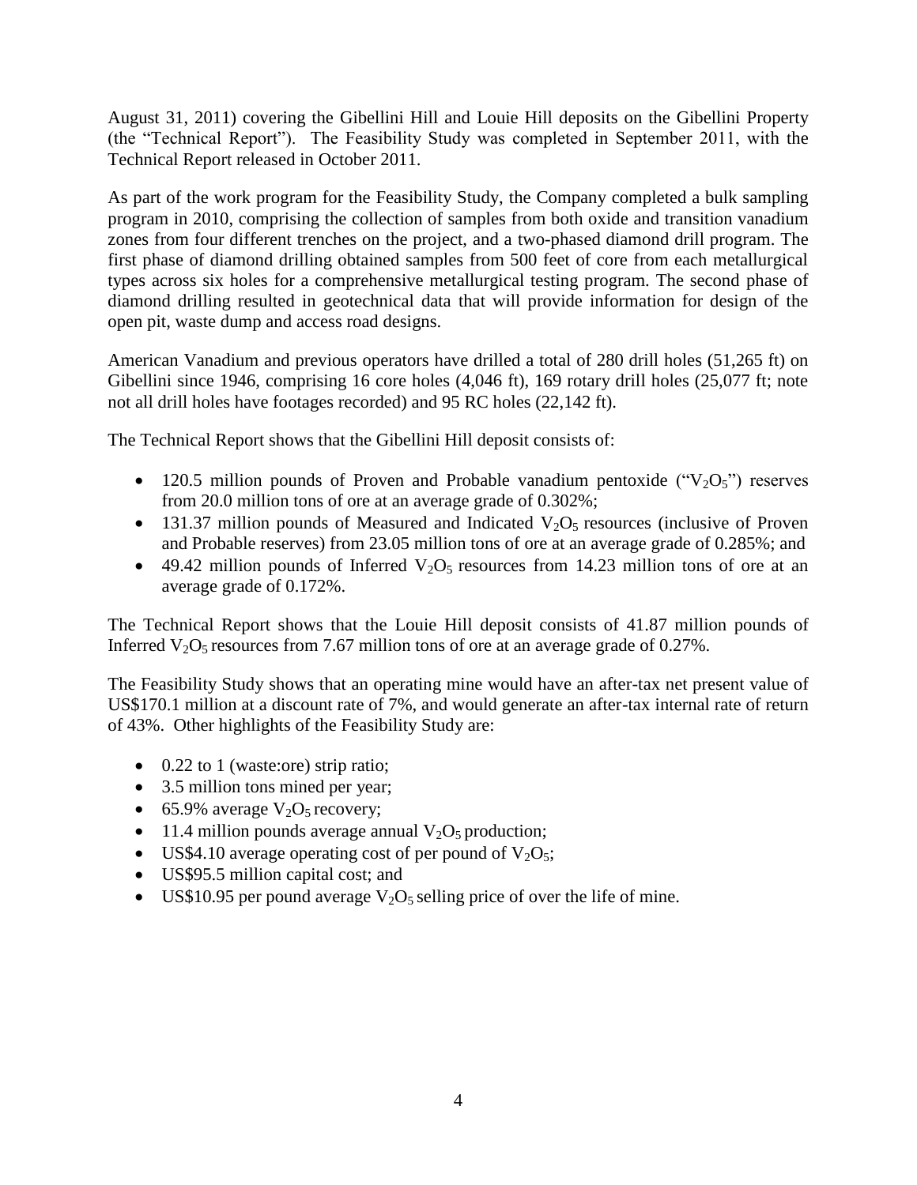August 31, 2011) covering the Gibellini Hill and Louie Hill deposits on the Gibellini Property (the "Technical Report"). The Feasibility Study was completed in September 2011, with the Technical Report released in October 2011.

As part of the work program for the Feasibility Study, the Company completed a bulk sampling program in 2010, comprising the collection of samples from both oxide and transition vanadium zones from four different trenches on the project, and a two-phased diamond drill program. The first phase of diamond drilling obtained samples from 500 feet of core from each metallurgical types across six holes for a comprehensive metallurgical testing program. The second phase of diamond drilling resulted in geotechnical data that will provide information for design of the open pit, waste dump and access road designs.

American Vanadium and previous operators have drilled a total of 280 drill holes (51,265 ft) on Gibellini since 1946, comprising 16 core holes (4,046 ft), 169 rotary drill holes (25,077 ft; note not all drill holes have footages recorded) and 95 RC holes (22,142 ft).

The Technical Report shows that the Gibellini Hill deposit consists of:

- 120.5 million pounds of Proven and Probable vanadium pentoxide ("$V_2O_5$") reserves from 20.0 million tons of ore at an average grade of 0.302%;
- 131.37 million pounds of Measured and Indicated $V_2O_5$ resources (inclusive of Proven and Probable reserves) from 23.05 million tons of ore at an average grade of 0.285%; and
- 49.42 million pounds of Inferred $V_2O_5$ resources from 14.23 million tons of ore at an average grade of 0.172%.

The Technical Report shows that the Louie Hill deposit consists of 41.87 million pounds of Inferred $V_2O_5$ resources from 7.67 million tons of ore at an average grade of 0.27%.

The Feasibility Study shows that an operating mine would have an after-tax net present value of US$170.1 million at a discount rate of 7%, and would generate an after-tax internal rate of return of 43%. Other highlights of the Feasibility Study are:

- 0.22 to 1 (waste:ore) strip ratio;
- 3.5 million tons mined per year;
- 65.9% average $V_2O_5$ recovery;
- 11.4 million pounds average annual $V_2O_5$ production;
- US$4.10 average operating cost of per pound of $V_2O_5$;
- US$95.5 million capital cost; and
- US$10.95 per pound average $V_2O_5$ selling price of over the life of mine.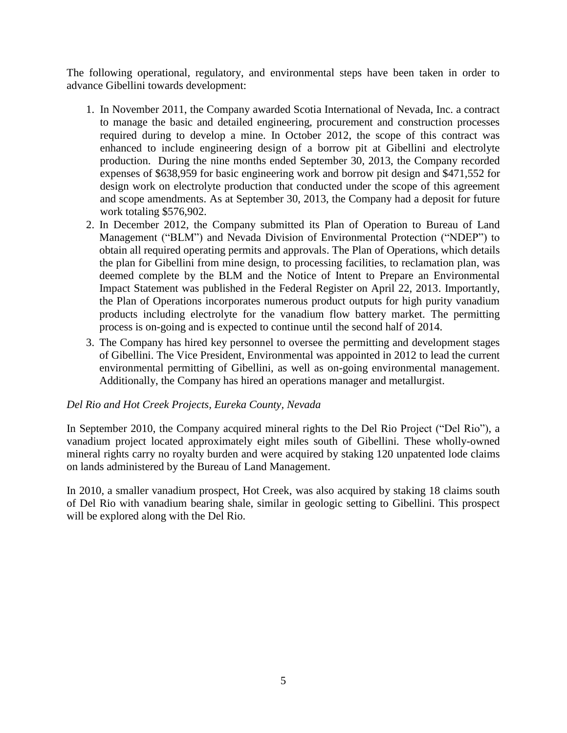The following operational, regulatory, and environmental steps have been taken in order to advance Gibellini towards development:

1. In November 2011, the Company awarded Scotia International of Nevada, Inc. a contract to manage the basic and detailed engineering, procurement and construction processes required during to develop a mine. In October 2012, the scope of this contract was enhanced to include engineering design of a borrow pit at Gibellini and electrolyte production. During the nine months ended September 30, 2013, the Company recorded expenses of $638,959 for basic engineering work and borrow pit design and $471,552 for design work on electrolyte production that conducted under the scope of this agreement and scope amendments. As at September 30, 2013, the Company had a deposit for future work totaling $576,902.
2. In December 2012, the Company submitted its Plan of Operation to Bureau of Land Management ("BLM") and Nevada Division of Environmental Protection ("NDEP") to obtain all required operating permits and approvals. The Plan of Operations, which details the plan for Gibellini from mine design, to processing facilities, to reclamation plan, was deemed complete by the BLM and the Notice of Intent to Prepare an Environmental Impact Statement was published in the Federal Register on April 22, 2013. Importantly, the Plan of Operations incorporates numerous product outputs for high purity vanadium products including electrolyte for the vanadium flow battery market. The permitting process is on-going and is expected to continue until the second half of 2014.
3. The Company has hired key personnel to oversee the permitting and development stages of Gibellini. The Vice President, Environmental was appointed in 2012 to lead the current environmental permitting of Gibellini, as well as on-going environmental management. Additionally, the Company has hired an operations manager and metallurgist.

*Del Rio and Hot Creek Projects, Eureka County, Nevada*

In September 2010, the Company acquired mineral rights to the Del Rio Project ("Del Rio"), a vanadium project located approximately eight miles south of Gibellini. These wholly-owned mineral rights carry no royalty burden and were acquired by staking 120 unpatented lode claims on lands administered by the Bureau of Land Management.

In 2010, a smaller vanadium prospect, Hot Creek, was also acquired by staking 18 claims south of Del Rio with vanadium bearing shale, similar in geologic setting to Gibellini. This prospect will be explored along with the Del Rio.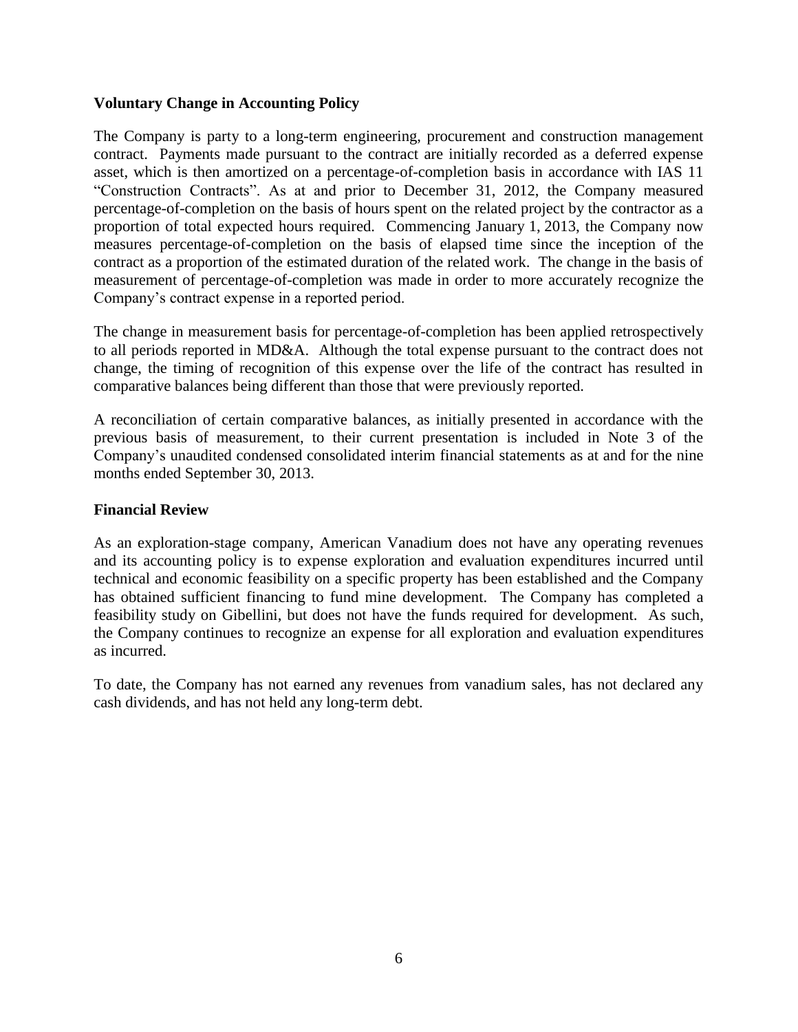## Voluntary Change in Accounting Policy

The Company is party to a long-term engineering, procurement and construction management contract. Payments made pursuant to the contract are initially recorded as a deferred expense asset, which is then amortized on a percentage-of-completion basis in accordance with IAS 11 "Construction Contracts". As at and prior to December 31, 2012, the Company measured percentage-of-completion on the basis of hours spent on the related project by the contractor as a proportion of total expected hours required. Commencing January 1, 2013, the Company now measures percentage-of-completion on the basis of elapsed time since the inception of the contract as a proportion of the estimated duration of the related work. The change in the basis of measurement of percentage-of-completion was made in order to more accurately recognize the Company's contract expense in a reported period.

The change in measurement basis for percentage-of-completion has been applied retrospectively to all periods reported in MD&A. Although the total expense pursuant to the contract does not change, the timing of recognition of this expense over the life of the contract has resulted in comparative balances being different than those that were previously reported.

A reconciliation of certain comparative balances, as initially presented in accordance with the previous basis of measurement, to their current presentation is included in Note 3 of the Company's unaudited condensed consolidated interim financial statements as at and for the nine months ended September 30, 2013.

## Financial Review

As an exploration-stage company, American Vanadium does not have any operating revenues and its accounting policy is to expense exploration and evaluation expenditures incurred until technical and economic feasibility on a specific property has been established and the Company has obtained sufficient financing to fund mine development. The Company has completed a feasibility study on Gibellini, but does not have the funds required for development. As such, the Company continues to recognize an expense for all exploration and evaluation expenditures as incurred.

To date, the Company has not earned any revenues from vanadium sales, has not declared any cash dividends, and has not held any long-term debt.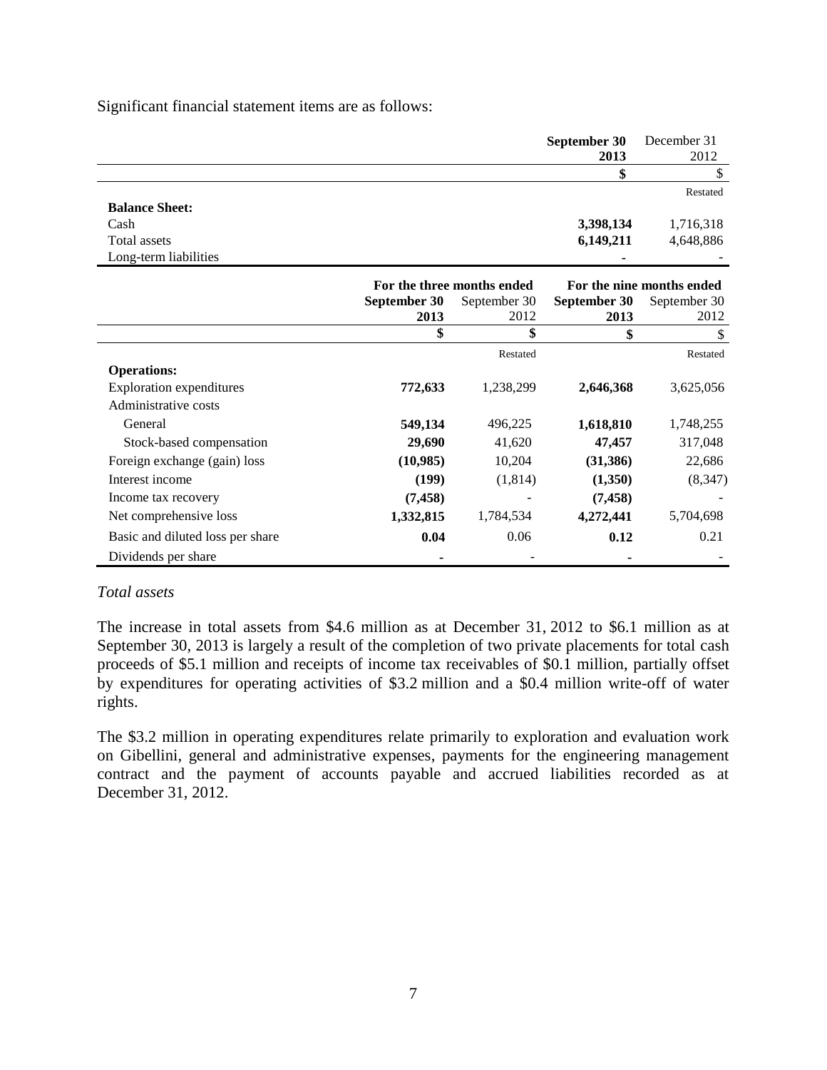Significant financial statement items are as follows:

| | September 30 2013 | December 31 2012 |
|---|---|---|
| | $ | $ |
| | | Restated |
| **Balance Sheet:** | | |
| Cash | **3,398,134** | 1,716,318 |
| Total assets | **6,149,211** | 4,648,886 |
| Long-term liabilities | **-** | - |

| | For the three months ended | | For the nine months ended | |
|---|---|---|---|---|
| | **September 30 2013** | September 30 2012 | **September 30 2013** | September 30 2012 |
| | **$** | **$** | **$** | $ |
| | | Restated | | Restated |
| **Operations:** | | | | |
| Exploration expenditures | **772,633** | 1,238,299 | **2,646,368** | 3,625,056 |
| Administrative costs | | | | |
| General | **549,134** | 496,225 | **1,618,810** | 1,748,255 |
| Stock-based compensation | **29,690** | 41,620 | **47,457** | 317,048 |
| Foreign exchange (gain) loss | **(10,985)** | 10,204 | **(31,386)** | 22,686 |
| Interest income | **(199)** | (1,814) | **(1,350)** | (8,347) |
| Income tax recovery | **(7,458)** | - | **(7,458)** | - |
| Net comprehensive loss | **1,332,815** | 1,784,534 | **4,272,441** | 5,704,698 |
| Basic and diluted loss per share | **0.04** | 0.06 | **0.12** | 0.21 |
| Dividends per share | **-** | - | **-** | - |

*Total assets*

The increase in total assets from $4.6 million as at December 31, 2012 to $6.1 million as at September 30, 2013 is largely a result of the completion of two private placements for total cash proceeds of $5.1 million and receipts of income tax receivables of $0.1 million, partially offset by expenditures for operating activities of $3.2 million and a $0.4 million write-off of water rights.

The $3.2 million in operating expenditures relate primarily to exploration and evaluation work on Gibellini, general and administrative expenses, payments for the engineering management contract and the payment of accounts payable and accrued liabilities recorded as at December 31, 2012.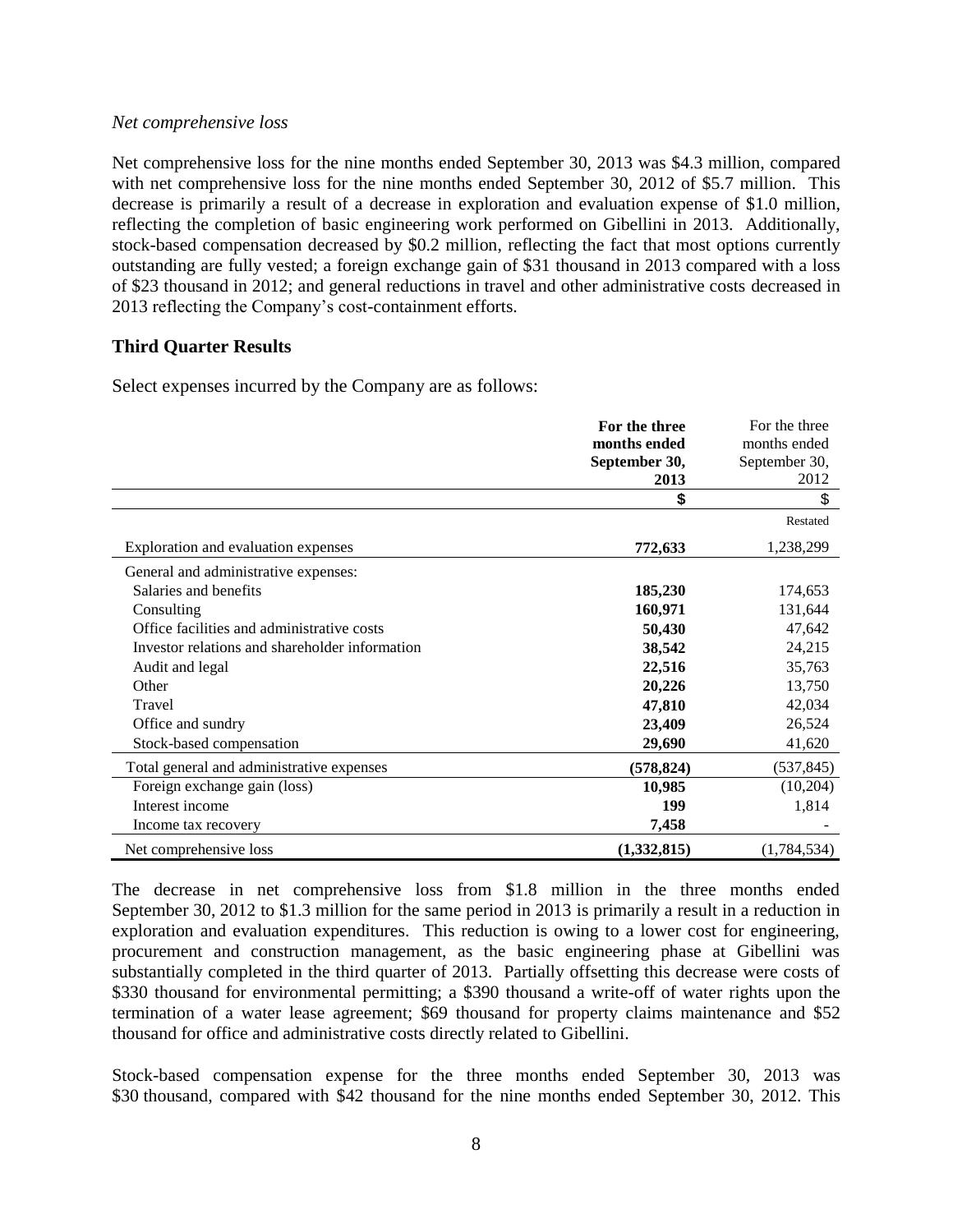*Net comprehensive loss*

Net comprehensive loss for the nine months ended September 30, 2013 was $4.3 million, compared with net comprehensive loss for the nine months ended September 30, 2012 of $5.7 million. This decrease is primarily a result of a decrease in exploration and evaluation expense of $1.0 million, reflecting the completion of basic engineering work performed on Gibellini in 2013. Additionally, stock-based compensation decreased by $0.2 million, reflecting the fact that most options currently outstanding are fully vested; a foreign exchange gain of $31 thousand in 2013 compared with a loss of $23 thousand in 2012; and general reductions in travel and other administrative costs decreased in 2013 reflecting the Company's cost-containment efforts.

## Third Quarter Results

Select expenses incurred by the Company are as follows:

| | **For the three months ended September 30, 2013** | For the three months ended September 30, 2012 |
|---|---|---|
| | **$** | $ |
| | | Restated |
| Exploration and evaluation expenses | **772,633** | 1,238,299 |
| General and administrative expenses: | | |
| Salaries and benefits | **185,230** | 174,653 |
| Consulting | **160,971** | 131,644 |
| Office facilities and administrative costs | **50,430** | 47,642 |
| Investor relations and shareholder information | **38,542** | 24,215 |
| Audit and legal | **22,516** | 35,763 |
| Other | **20,226** | 13,750 |
| Travel | **47,810** | 42,034 |
| Office and sundry | **23,409** | 26,524 |
| Stock-based compensation | **29,690** | 41,620 |
| Total general and administrative expenses | **(578,824)** | (537,845) |
| Foreign exchange gain (loss) | **10,985** | (10,204) |
| Interest income | **199** | 1,814 |
| Income tax recovery | **7,458** | - |
| Net comprehensive loss | **(1,332,815)** | (1,784,534) |

The decrease in net comprehensive loss from $1.8 million in the three months ended September 30, 2012 to $1.3 million for the same period in 2013 is primarily a result in a reduction in exploration and evaluation expenditures. This reduction is owing to a lower cost for engineering, procurement and construction management, as the basic engineering phase at Gibellini was substantially completed in the third quarter of 2013. Partially offsetting this decrease were costs of $330 thousand for environmental permitting; a $390 thousand a write-off of water rights upon the termination of a water lease agreement; $69 thousand for property claims maintenance and $52 thousand for office and administrative costs directly related to Gibellini.

Stock-based compensation expense for the three months ended September 30, 2013 was $30 thousand, compared with $42 thousand for the nine months ended September 30, 2012. This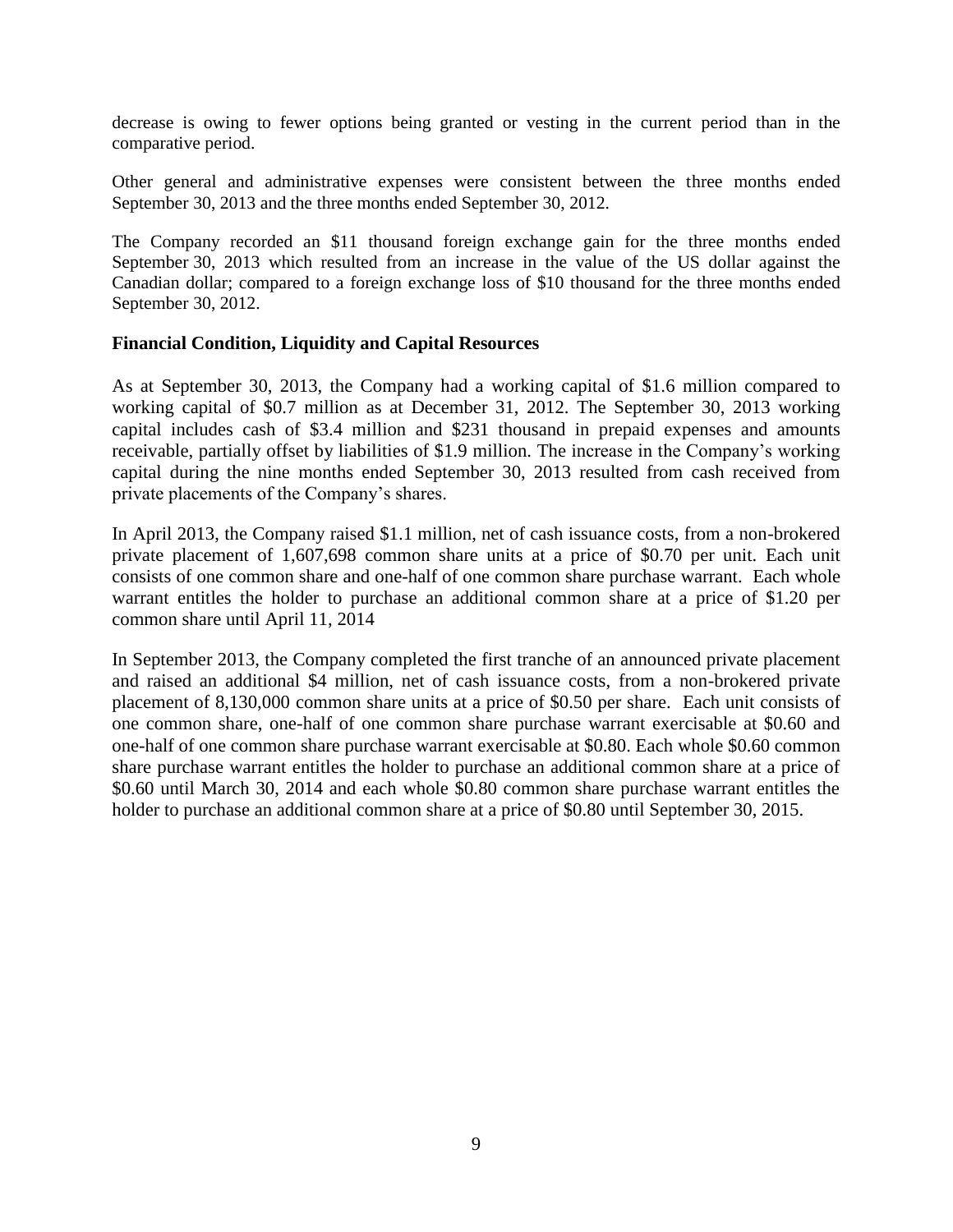decrease is owing to fewer options being granted or vesting in the current period than in the comparative period.

Other general and administrative expenses were consistent between the three months ended September 30, 2013 and the three months ended September 30, 2012.

The Company recorded an $11 thousand foreign exchange gain for the three months ended September 30, 2013 which resulted from an increase in the value of the US dollar against the Canadian dollar; compared to a foreign exchange loss of $10 thousand for the three months ended September 30, 2012.

**Financial Condition, Liquidity and Capital Resources**

As at September 30, 2013, the Company had a working capital of $1.6 million compared to working capital of $0.7 million as at December 31, 2012. The September 30, 2013 working capital includes cash of $3.4 million and $231 thousand in prepaid expenses and amounts receivable, partially offset by liabilities of $1.9 million. The increase in the Company's working capital during the nine months ended September 30, 2013 resulted from cash received from private placements of the Company's shares.

In April 2013, the Company raised $1.1 million, net of cash issuance costs, from a non-brokered private placement of 1,607,698 common share units at a price of $0.70 per unit. Each unit consists of one common share and one-half of one common share purchase warrant. Each whole warrant entitles the holder to purchase an additional common share at a price of $1.20 per common share until April 11, 2014

In September 2013, the Company completed the first tranche of an announced private placement and raised an additional $4 million, net of cash issuance costs, from a non-brokered private placement of 8,130,000 common share units at a price of $0.50 per share. Each unit consists of one common share, one-half of one common share purchase warrant exercisable at $0.60 and one-half of one common share purchase warrant exercisable at $0.80. Each whole $0.60 common share purchase warrant entitles the holder to purchase an additional common share at a price of $0.60 until March 30, 2014 and each whole $0.80 common share purchase warrant entitles the holder to purchase an additional common share at a price of $0.80 until September 30, 2015.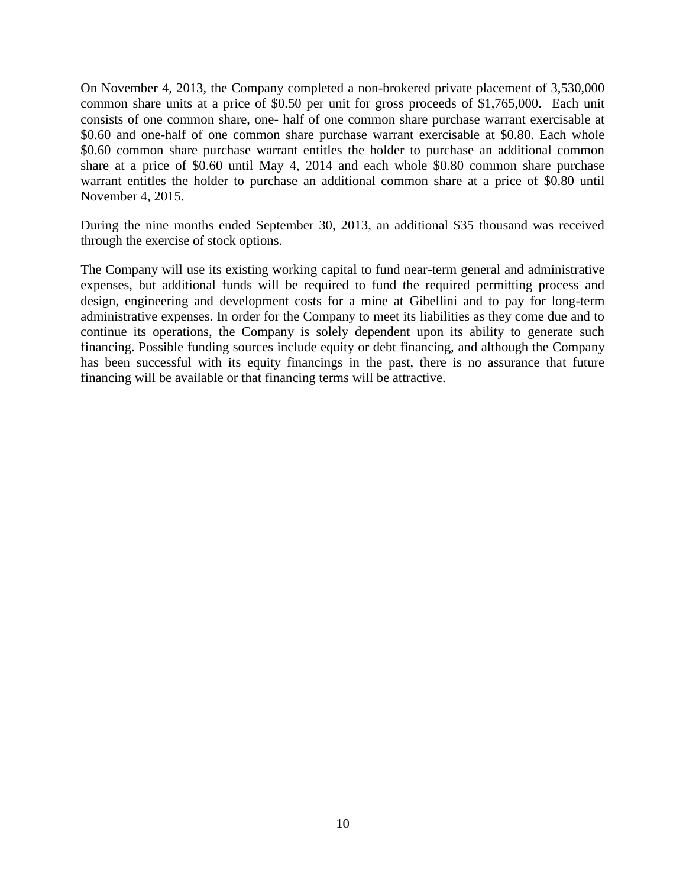On November 4, 2013, the Company completed a non-brokered private placement of 3,530,000 common share units at a price of $0.50 per unit for gross proceeds of $1,765,000. Each unit consists of one common share, one- half of one common share purchase warrant exercisable at $0.60 and one-half of one common share purchase warrant exercisable at $0.80. Each whole $0.60 common share purchase warrant entitles the holder to purchase an additional common share at a price of $0.60 until May 4, 2014 and each whole $0.80 common share purchase warrant entitles the holder to purchase an additional common share at a price of $0.80 until November 4, 2015.

During the nine months ended September 30, 2013, an additional $35 thousand was received through the exercise of stock options.

The Company will use its existing working capital to fund near-term general and administrative expenses, but additional funds will be required to fund the required permitting process and design, engineering and development costs for a mine at Gibellini and to pay for long-term administrative expenses. In order for the Company to meet its liabilities as they come due and to continue its operations, the Company is solely dependent upon its ability to generate such financing. Possible funding sources include equity or debt financing, and although the Company has been successful with its equity financings in the past, there is no assurance that future financing will be available or that financing terms will be attractive.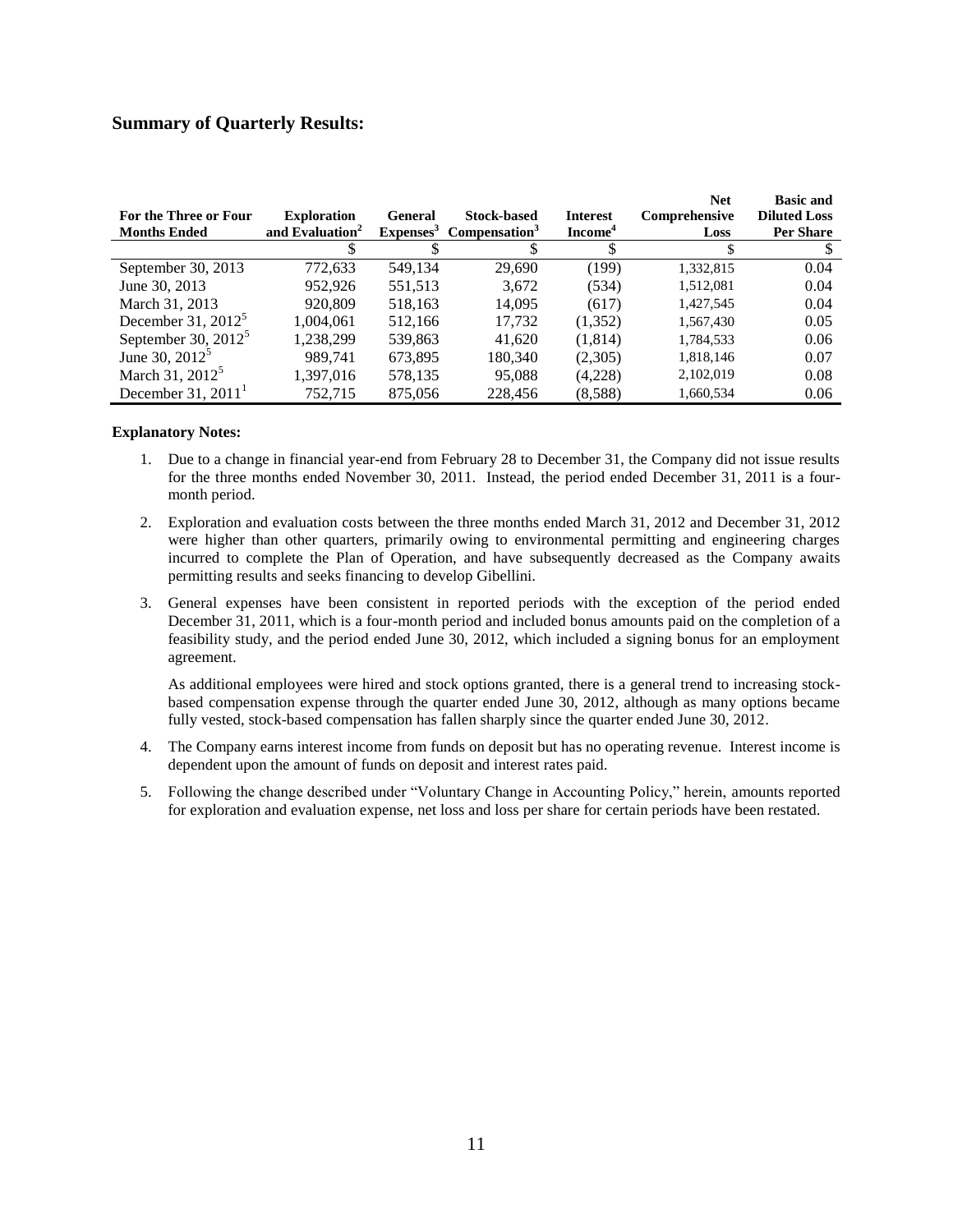## Summary of Quarterly Results:

| For the Three or Four Months Ended | Exploration and Evaluation[2] | General Expenses[3] | Stock-based Compensation[3] | Interest Income[4] | Net Comprehensive Loss | Basic and Diluted Loss Per Share |
|---|---|---|---|---|---|---|
| | $ | $ | $ | $ | $ | $ |
| September 30, 2013 | 772,633 | 549,134 | 29,690 | (199) | 1,332,815 | 0.04 |
| June 30, 2013 | 952,926 | 551,513 | 3,672 | (534) | 1,512,081 | 0.04 |
| March 31, 2013 | 920,809 | 518,163 | 14,095 | (617) | 1,427,545 | 0.04 |
| December 31, 2012[5] | 1,004,061 | 512,166 | 17,732 | (1,352) | 1,567,430 | 0.05 |
| September 30, 2012[5] | 1,238,299 | 539,863 | 41,620 | (1,814) | 1,784,533 | 0.06 |
| June 30, 2012[5] | 989,741 | 673,895 | 180,340 | (2,305) | 1,818,146 | 0.07 |
| March 31, 2012[5] | 1,397,016 | 578,135 | 95,088 | (4,228) | 2,102,019 | 0.08 |
| December 31, 2011[1] | 752,715 | 875,056 | 228,456 | (8,588) | 1,660,534 | 0.06 |

**Explanatory Notes:**

1. Due to a change in financial year-end from February 28 to December 31, the Company did not issue results for the three months ended November 30, 2011. Instead, the period ended December 31, 2011 is a four-month period.

2. Exploration and evaluation costs between the three months ended March 31, 2012 and December 31, 2012 were higher than other quarters, primarily owing to environmental permitting and engineering charges incurred to complete the Plan of Operation, and have subsequently decreased as the Company awaits permitting results and seeks financing to develop Gibellini.

3. General expenses have been consistent in reported periods with the exception of the period ended December 31, 2011, which is a four-month period and included bonus amounts paid on the completion of a feasibility study, and the period ended June 30, 2012, which included a signing bonus for an employment agreement.

   As additional employees were hired and stock options granted, there is a general trend to increasing stock-based compensation expense through the quarter ended June 30, 2012, although as many options became fully vested, stock-based compensation has fallen sharply since the quarter ended June 30, 2012.

4. The Company earns interest income from funds on deposit but has no operating revenue. Interest income is dependent upon the amount of funds on deposit and interest rates paid.

5. Following the change described under "Voluntary Change in Accounting Policy," herein, amounts reported for exploration and evaluation expense, net loss and loss per share for certain periods have been restated.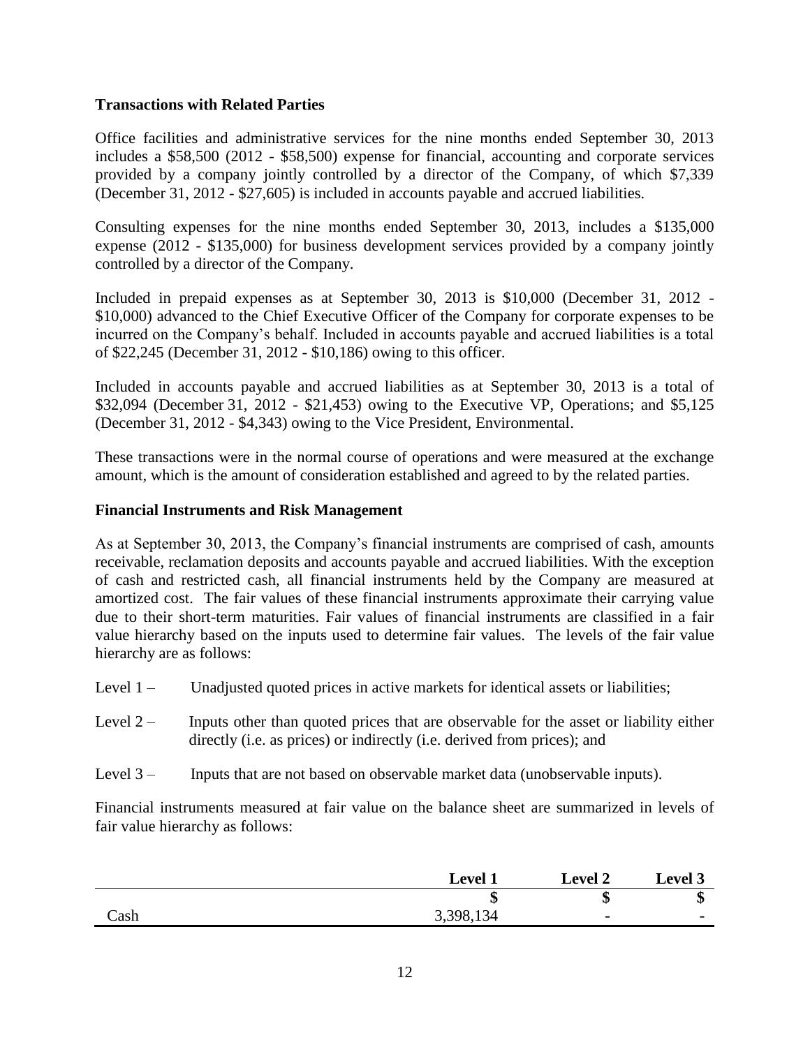### Transactions with Related Parties

Office facilities and administrative services for the nine months ended September 30, 2013 includes a $58,500 (2012 - $58,500) expense for financial, accounting and corporate services provided by a company jointly controlled by a director of the Company, of which $7,339 (December 31, 2012 - $27,605) is included in accounts payable and accrued liabilities.

Consulting expenses for the nine months ended September 30, 2013, includes a $135,000 expense (2012 - $135,000) for business development services provided by a company jointly controlled by a director of the Company.

Included in prepaid expenses as at September 30, 2013 is $10,000 (December 31, 2012 - $10,000) advanced to the Chief Executive Officer of the Company for corporate expenses to be incurred on the Company's behalf. Included in accounts payable and accrued liabilities is a total of $22,245 (December 31, 2012 - $10,186) owing to this officer.

Included in accounts payable and accrued liabilities as at September 30, 2013 is a total of $32,094 (December 31, 2012 - $21,453) owing to the Executive VP, Operations; and $5,125 (December 31, 2012 - $4,343) owing to the Vice President, Environmental.

These transactions were in the normal course of operations and were measured at the exchange amount, which is the amount of consideration established and agreed to by the related parties.

### Financial Instruments and Risk Management

As at September 30, 2013, the Company's financial instruments are comprised of cash, amounts receivable, reclamation deposits and accounts payable and accrued liabilities. With the exception of cash and restricted cash, all financial instruments held by the Company are measured at amortized cost. The fair values of these financial instruments approximate their carrying value due to their short-term maturities. Fair values of financial instruments are classified in a fair value hierarchy based on the inputs used to determine fair values. The levels of the fair value hierarchy are as follows:

- Level 1 – Unadjusted quoted prices in active markets for identical assets or liabilities;
- Level 2 – Inputs other than quoted prices that are observable for the asset or liability either directly (i.e. as prices) or indirectly (i.e. derived from prices); and
- Level 3 – Inputs that are not based on observable market data (unobservable inputs).

Financial instruments measured at fair value on the balance sheet are summarized in levels of fair value hierarchy as follows:

| | Level 1 | Level 2 | Level 3 |
|---|---|---|---|
| | $ | $ | $ |
| Cash | 3,398,134 | - | - |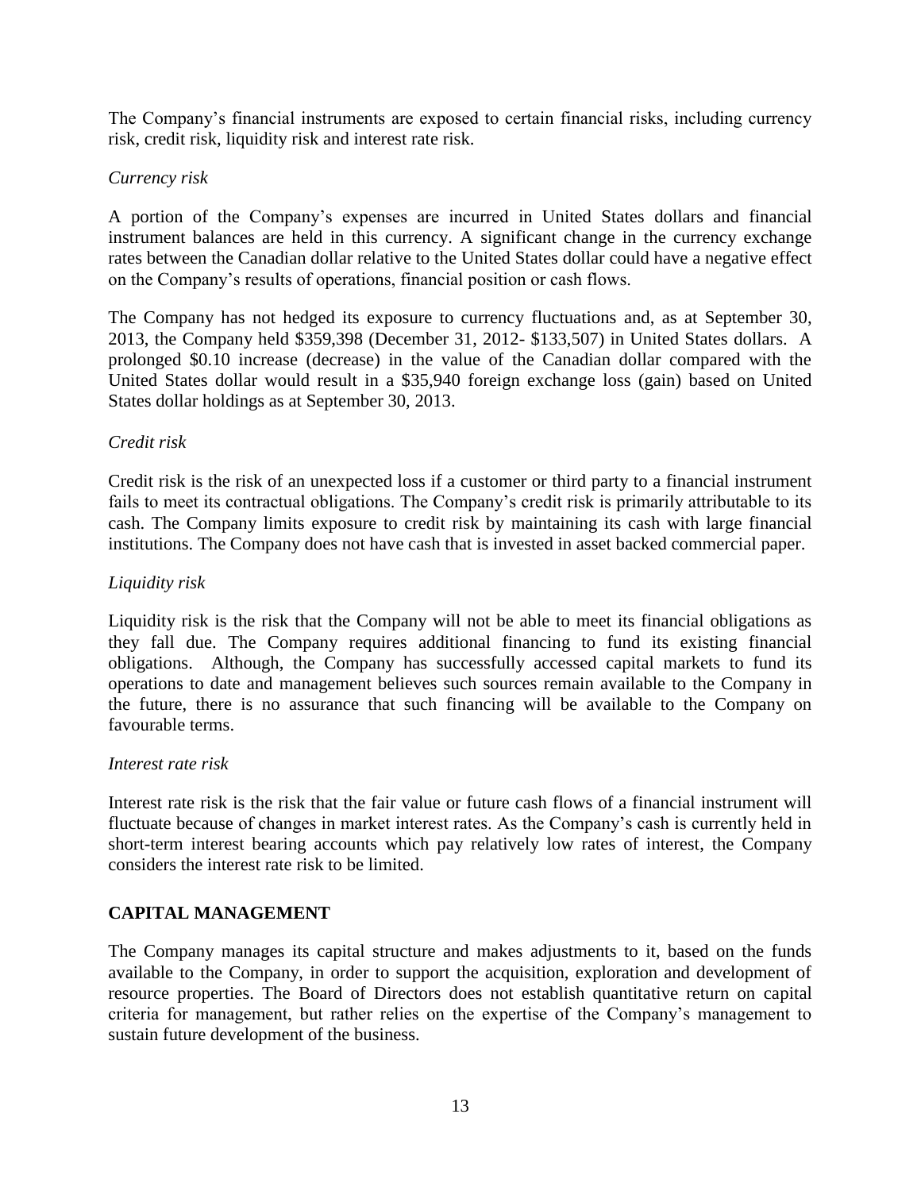The Company's financial instruments are exposed to certain financial risks, including currency risk, credit risk, liquidity risk and interest rate risk.

*Currency risk*

A portion of the Company's expenses are incurred in United States dollars and financial instrument balances are held in this currency. A significant change in the currency exchange rates between the Canadian dollar relative to the United States dollar could have a negative effect on the Company's results of operations, financial position or cash flows.

The Company has not hedged its exposure to currency fluctuations and, as at September 30, 2013, the Company held $359,398 (December 31, 2012- $133,507) in United States dollars. A prolonged $0.10 increase (decrease) in the value of the Canadian dollar compared with the United States dollar would result in a $35,940 foreign exchange loss (gain) based on United States dollar holdings as at September 30, 2013.

*Credit risk*

Credit risk is the risk of an unexpected loss if a customer or third party to a financial instrument fails to meet its contractual obligations. The Company's credit risk is primarily attributable to its cash. The Company limits exposure to credit risk by maintaining its cash with large financial institutions. The Company does not have cash that is invested in asset backed commercial paper.

*Liquidity risk*

Liquidity risk is the risk that the Company will not be able to meet its financial obligations as they fall due. The Company requires additional financing to fund its existing financial obligations. Although, the Company has successfully accessed capital markets to fund its operations to date and management believes such sources remain available to the Company in the future, there is no assurance that such financing will be available to the Company on favourable terms.

*Interest rate risk*

Interest rate risk is the risk that the fair value or future cash flows of a financial instrument will fluctuate because of changes in market interest rates. As the Company's cash is currently held in short-term interest bearing accounts which pay relatively low rates of interest, the Company considers the interest rate risk to be limited.

## CAPITAL MANAGEMENT

The Company manages its capital structure and makes adjustments to it, based on the funds available to the Company, in order to support the acquisition, exploration and development of resource properties. The Board of Directors does not establish quantitative return on capital criteria for management, but rather relies on the expertise of the Company's management to sustain future development of the business.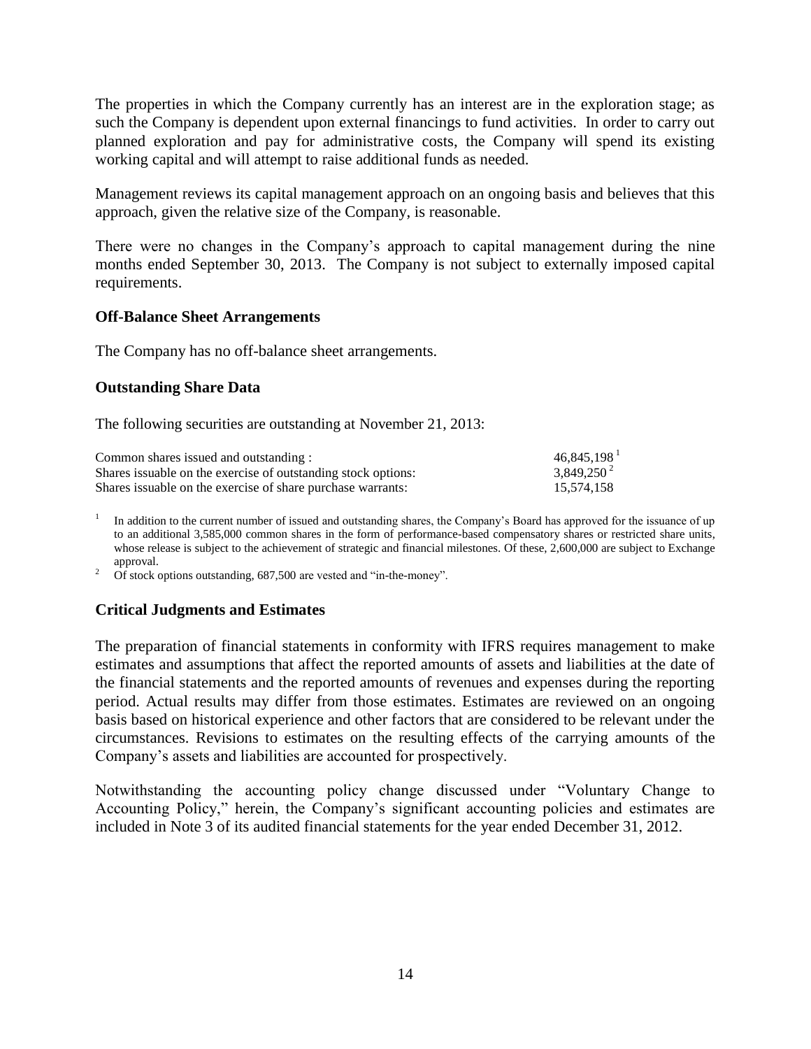The properties in which the Company currently has an interest are in the exploration stage; as such the Company is dependent upon external financings to fund activities. In order to carry out planned exploration and pay for administrative costs, the Company will spend its existing working capital and will attempt to raise additional funds as needed.

Management reviews its capital management approach on an ongoing basis and believes that this approach, given the relative size of the Company, is reasonable.

There were no changes in the Company's approach to capital management during the nine months ended September 30, 2013. The Company is not subject to externally imposed capital requirements.

### Off-Balance Sheet Arrangements

The Company has no off-balance sheet arrangements.

### Outstanding Share Data

The following securities are outstanding at November 21, 2013:

| | |
|---|---|
| Common shares issued and outstanding : | 46,845,198 [1] |
| Shares issuable on the exercise of outstanding stock options: | 3,849,250 [2] |
| Shares issuable on the exercise of share purchase warrants: | 15,574,158 |

[1] In addition to the current number of issued and outstanding shares, the Company's Board has approved for the issuance of up to an additional 3,585,000 common shares in the form of performance-based compensatory shares or restricted share units, whose release is subject to the achievement of strategic and financial milestones. Of these, 2,600,000 are subject to Exchange approval.

[2] Of stock options outstanding, 687,500 are vested and "in-the-money".

### Critical Judgments and Estimates

The preparation of financial statements in conformity with IFRS requires management to make estimates and assumptions that affect the reported amounts of assets and liabilities at the date of the financial statements and the reported amounts of revenues and expenses during the reporting period. Actual results may differ from those estimates. Estimates are reviewed on an ongoing basis based on historical experience and other factors that are considered to be relevant under the circumstances. Revisions to estimates on the resulting effects of the carrying amounts of the Company's assets and liabilities are accounted for prospectively.

Notwithstanding the accounting policy change discussed under "Voluntary Change to Accounting Policy," herein, the Company's significant accounting policies and estimates are included in Note 3 of its audited financial statements for the year ended December 31, 2012.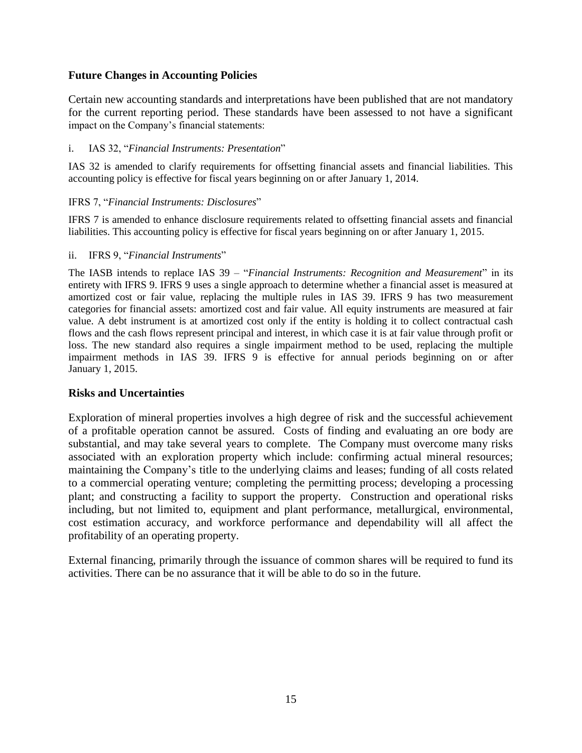## Future Changes in Accounting Policies

Certain new accounting standards and interpretations have been published that are not mandatory for the current reporting period. These standards have been assessed to not have a significant impact on the Company's financial statements:

i. IAS 32, "*Financial Instruments: Presentation*"

IAS 32 is amended to clarify requirements for offsetting financial assets and financial liabilities. This accounting policy is effective for fiscal years beginning on or after January 1, 2014.

IFRS 7, "*Financial Instruments: Disclosures*"

IFRS 7 is amended to enhance disclosure requirements related to offsetting financial assets and financial liabilities. This accounting policy is effective for fiscal years beginning on or after January 1, 2015.

ii. IFRS 9, "*Financial Instruments*"

The IASB intends to replace IAS 39 – "*Financial Instruments: Recognition and Measurement*" in its entirety with IFRS 9. IFRS 9 uses a single approach to determine whether a financial asset is measured at amortized cost or fair value, replacing the multiple rules in IAS 39. IFRS 9 has two measurement categories for financial assets: amortized cost and fair value. All equity instruments are measured at fair value. A debt instrument is at amortized cost only if the entity is holding it to collect contractual cash flows and the cash flows represent principal and interest, in which case it is at fair value through profit or loss. The new standard also requires a single impairment method to be used, replacing the multiple impairment methods in IAS 39. IFRS 9 is effective for annual periods beginning on or after January 1, 2015.

## Risks and Uncertainties

Exploration of mineral properties involves a high degree of risk and the successful achievement of a profitable operation cannot be assured. Costs of finding and evaluating an ore body are substantial, and may take several years to complete. The Company must overcome many risks associated with an exploration property which include: confirming actual mineral resources; maintaining the Company's title to the underlying claims and leases; funding of all costs related to a commercial operating venture; completing the permitting process; developing a processing plant; and constructing a facility to support the property. Construction and operational risks including, but not limited to, equipment and plant performance, metallurgical, environmental, cost estimation accuracy, and workforce performance and dependability will all affect the profitability of an operating property.

External financing, primarily through the issuance of common shares will be required to fund its activities. There can be no assurance that it will be able to do so in the future.